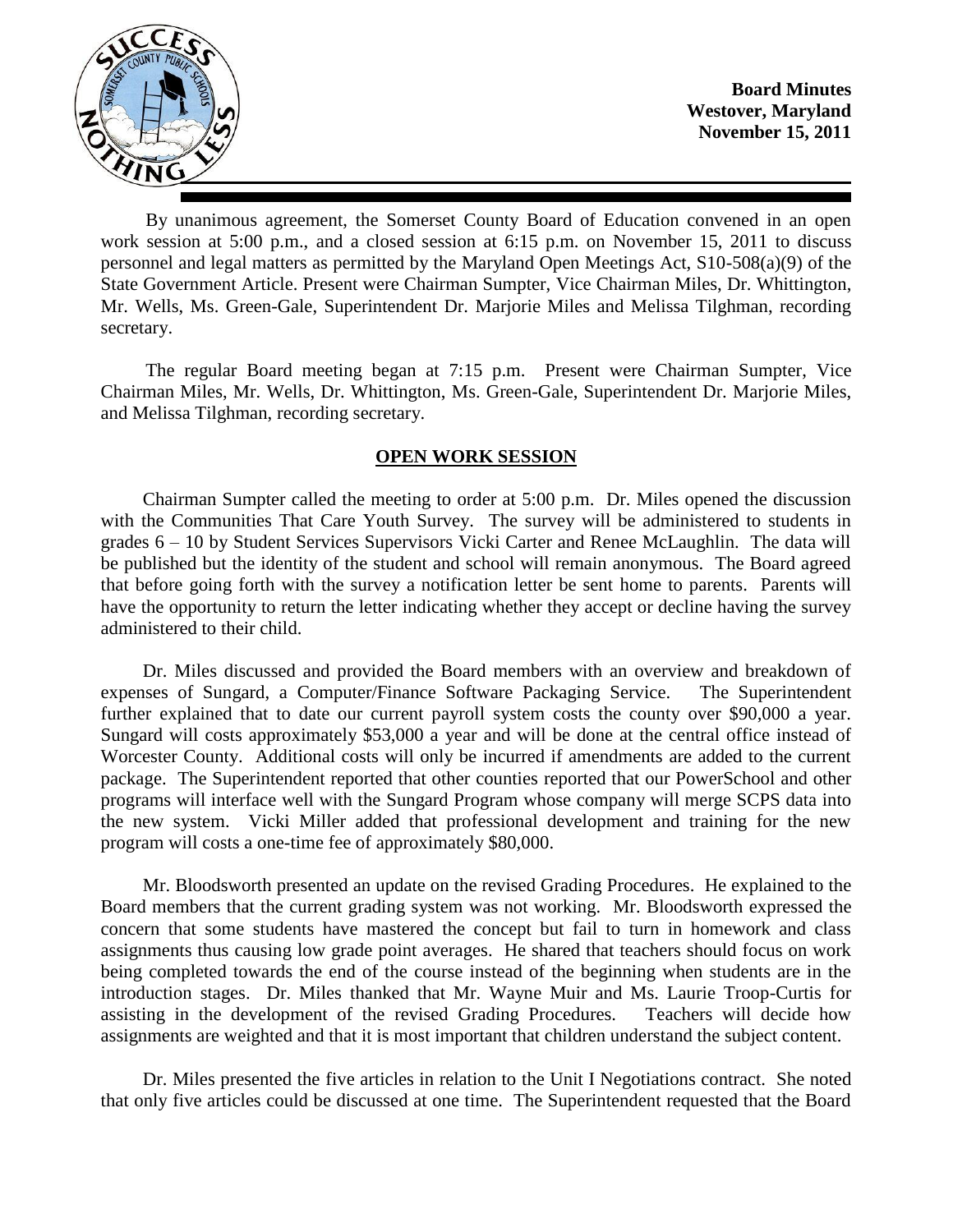**Board Minutes**
**Westover, Maryland**
**November 15, 2011**

By unanimous agreement, the Somerset County Board of Education convened in an open work session at 5:00 p.m., and a closed session at 6:15 p.m. on November 15, 2011 to discuss personnel and legal matters as permitted by the Maryland Open Meetings Act, S10-508(a)(9) of the State Government Article. Present were Chairman Sumpter, Vice Chairman Miles, Dr. Whittington, Mr. Wells, Ms. Green-Gale, Superintendent Dr. Marjorie Miles and Melissa Tilghman, recording secretary.

The regular Board meeting began at 7:15 p.m. Present were Chairman Sumpter, Vice Chairman Miles, Mr. Wells, Dr. Whittington, Ms. Green-Gale, Superintendent Dr. Marjorie Miles, and Melissa Tilghman, recording secretary.

## OPEN WORK SESSION

Chairman Sumpter called the meeting to order at 5:00 p.m. Dr. Miles opened the discussion with the Communities That Care Youth Survey. The survey will be administered to students in grades 6 – 10 by Student Services Supervisors Vicki Carter and Renee McLaughlin. The data will be published but the identity of the student and school will remain anonymous. The Board agreed that before going forth with the survey a notification letter be sent home to parents. Parents will have the opportunity to return the letter indicating whether they accept or decline having the survey administered to their child.

Dr. Miles discussed and provided the Board members with an overview and breakdown of expenses of Sungard, a Computer/Finance Software Packaging Service. The Superintendent further explained that to date our current payroll system costs the county over $90,000 a year. Sungard will costs approximately $53,000 a year and will be done at the central office instead of Worcester County. Additional costs will only be incurred if amendments are added to the current package. The Superintendent reported that other counties reported that our PowerSchool and other programs will interface well with the Sungard Program whose company will merge SCPS data into the new system. Vicki Miller added that professional development and training for the new program will costs a one-time fee of approximately $80,000.

Mr. Bloodsworth presented an update on the revised Grading Procedures. He explained to the Board members that the current grading system was not working. Mr. Bloodsworth expressed the concern that some students have mastered the concept but fail to turn in homework and class assignments thus causing low grade point averages. He shared that teachers should focus on work being completed towards the end of the course instead of the beginning when students are in the introduction stages. Dr. Miles thanked that Mr. Wayne Muir and Ms. Laurie Troop-Curtis for assisting in the development of the revised Grading Procedures. Teachers will decide how assignments are weighted and that it is most important that children understand the subject content.

Dr. Miles presented the five articles in relation to the Unit I Negotiations contract. She noted that only five articles could be discussed at one time. The Superintendent requested that the Board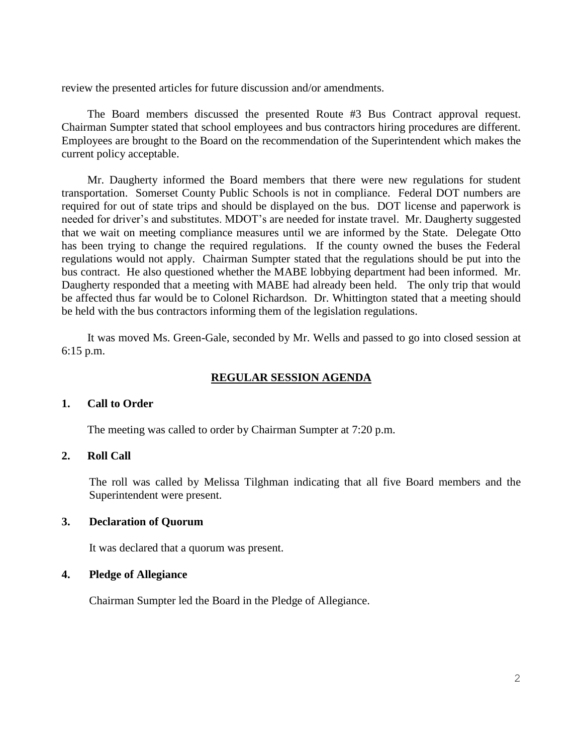review the presented articles for future discussion and/or amendments.

The Board members discussed the presented Route #3 Bus Contract approval request. Chairman Sumpter stated that school employees and bus contractors hiring procedures are different. Employees are brought to the Board on the recommendation of the Superintendent which makes the current policy acceptable.

Mr. Daugherty informed the Board members that there were new regulations for student transportation. Somerset County Public Schools is not in compliance. Federal DOT numbers are required for out of state trips and should be displayed on the bus. DOT license and paperwork is needed for driver's and substitutes. MDOT's are needed for instate travel. Mr. Daugherty suggested that we wait on meeting compliance measures until we are informed by the State. Delegate Otto has been trying to change the required regulations. If the county owned the buses the Federal regulations would not apply. Chairman Sumpter stated that the regulations should be put into the bus contract. He also questioned whether the MABE lobbying department had been informed. Mr. Daugherty responded that a meeting with MABE had already been held. The only trip that would be affected thus far would be to Colonel Richardson. Dr. Whittington stated that a meeting should be held with the bus contractors informing them of the legislation regulations.

It was moved Ms. Green-Gale, seconded by Mr. Wells and passed to go into closed session at 6:15 p.m.

## REGULAR SESSION AGENDA

### 1. Call to Order

The meeting was called to order by Chairman Sumpter at 7:20 p.m.

### 2. Roll Call

The roll was called by Melissa Tilghman indicating that all five Board members and the Superintendent were present.

### 3. Declaration of Quorum

It was declared that a quorum was present.

### 4. Pledge of Allegiance

Chairman Sumpter led the Board in the Pledge of Allegiance.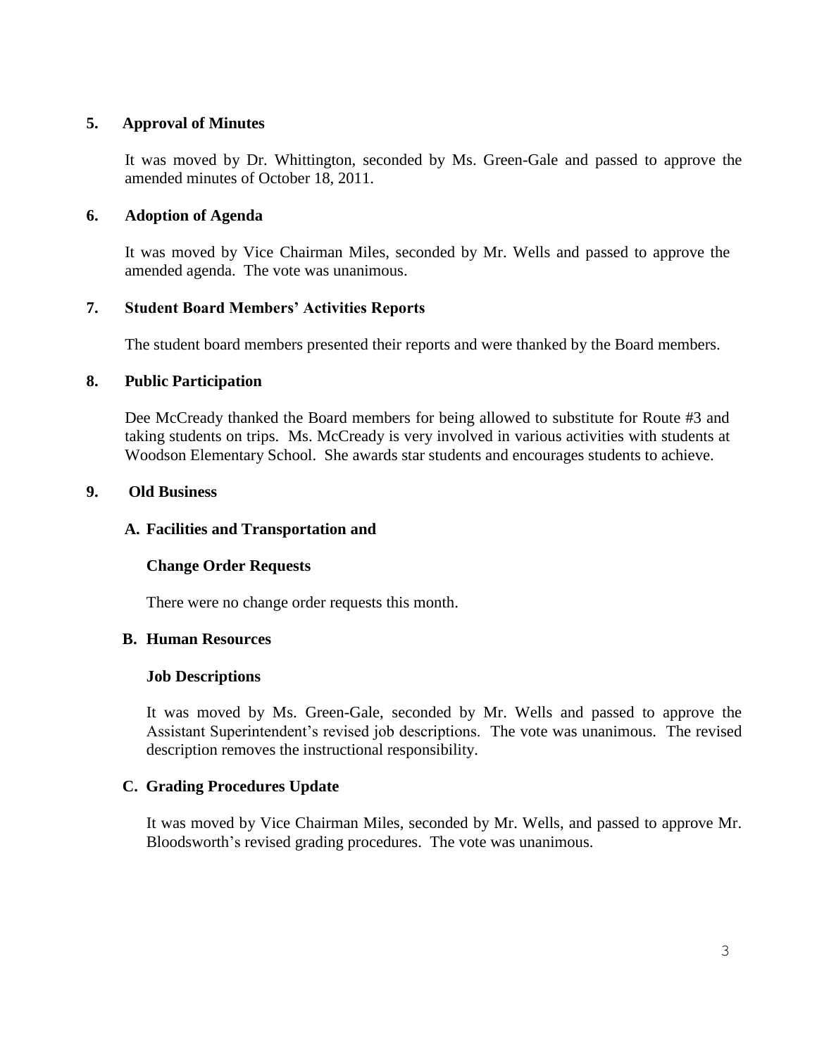## 5. Approval of Minutes

It was moved by Dr. Whittington, seconded by Ms. Green-Gale and passed to approve the amended minutes of October 18, 2011.

## 6. Adoption of Agenda

It was moved by Vice Chairman Miles, seconded by Mr. Wells and passed to approve the amended agenda. The vote was unanimous.

## 7. Student Board Members' Activities Reports

The student board members presented their reports and were thanked by the Board members.

## 8. Public Participation

Dee McCready thanked the Board members for being allowed to substitute for Route #3 and taking students on trips. Ms. McCready is very involved in various activities with students at Woodson Elementary School. She awards star students and encourages students to achieve.

## 9. Old Business

### A. Facilities and Transportation and

**Change Order Requests**

There were no change order requests this month.

### B. Human Resources

**Job Descriptions**

It was moved by Ms. Green-Gale, seconded by Mr. Wells and passed to approve the Assistant Superintendent's revised job descriptions. The vote was unanimous. The revised description removes the instructional responsibility.

### C. Grading Procedures Update

It was moved by Vice Chairman Miles, seconded by Mr. Wells, and passed to approve Mr. Bloodsworth's revised grading procedures. The vote was unanimous.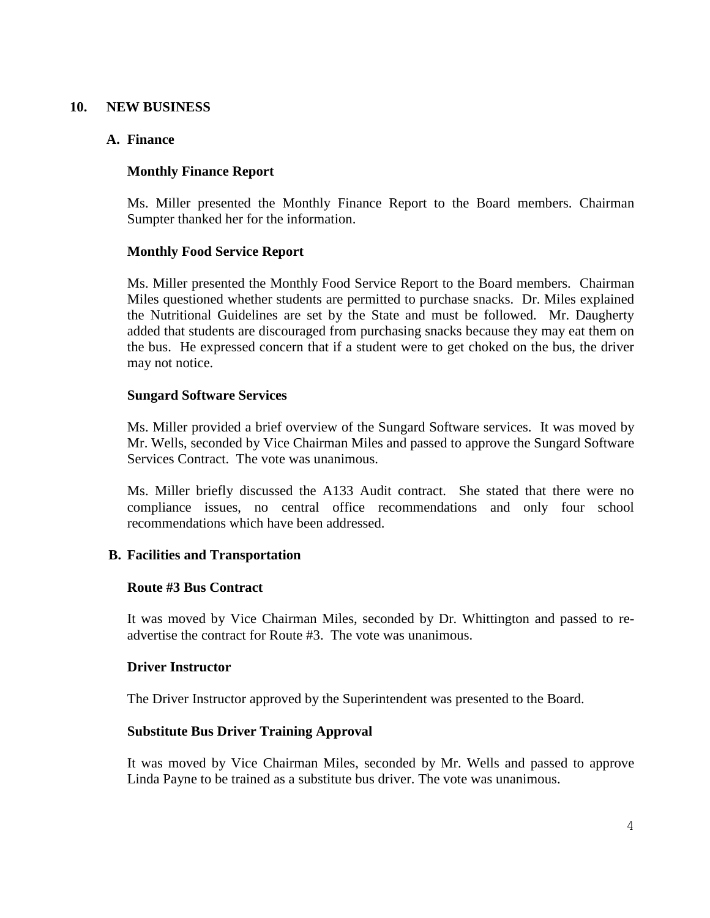## 10. NEW BUSINESS

### A. Finance

**Monthly Finance Report**

Ms. Miller presented the Monthly Finance Report to the Board members. Chairman Sumpter thanked her for the information.

**Monthly Food Service Report**

Ms. Miller presented the Monthly Food Service Report to the Board members. Chairman Miles questioned whether students are permitted to purchase snacks. Dr. Miles explained the Nutritional Guidelines are set by the State and must be followed. Mr. Daugherty added that students are discouraged from purchasing snacks because they may eat them on the bus. He expressed concern that if a student were to get choked on the bus, the driver may not notice.

**Sungard Software Services**

Ms. Miller provided a brief overview of the Sungard Software services. It was moved by Mr. Wells, seconded by Vice Chairman Miles and passed to approve the Sungard Software Services Contract. The vote was unanimous.

Ms. Miller briefly discussed the A133 Audit contract. She stated that there were no compliance issues, no central office recommendations and only four school recommendations which have been addressed.

### B. Facilities and Transportation

**Route #3 Bus Contract**

It was moved by Vice Chairman Miles, seconded by Dr. Whittington and passed to re-advertise the contract for Route #3. The vote was unanimous.

**Driver Instructor**

The Driver Instructor approved by the Superintendent was presented to the Board.

**Substitute Bus Driver Training Approval**

It was moved by Vice Chairman Miles, seconded by Mr. Wells and passed to approve Linda Payne to be trained as a substitute bus driver. The vote was unanimous.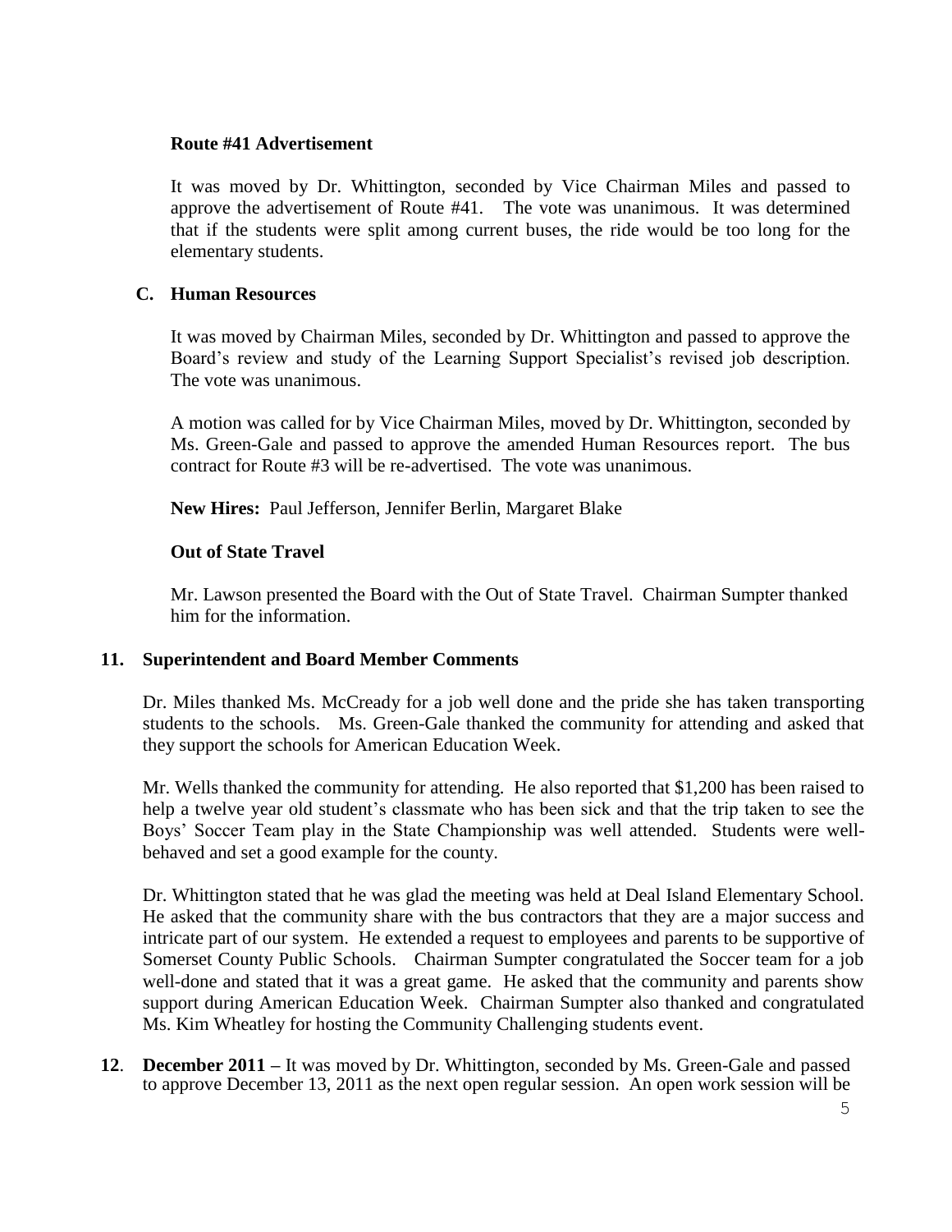**Route #41 Advertisement**

It was moved by Dr. Whittington, seconded by Vice Chairman Miles and passed to approve the advertisement of Route #41. The vote was unanimous. It was determined that if the students were split among current buses, the ride would be too long for the elementary students.

**C. Human Resources**

It was moved by Chairman Miles, seconded by Dr. Whittington and passed to approve the Board's review and study of the Learning Support Specialist's revised job description. The vote was unanimous.

A motion was called for by Vice Chairman Miles, moved by Dr. Whittington, seconded by Ms. Green-Gale and passed to approve the amended Human Resources report. The bus contract for Route #3 will be re-advertised. The vote was unanimous.

**New Hires:** Paul Jefferson, Jennifer Berlin, Margaret Blake

**Out of State Travel**

Mr. Lawson presented the Board with the Out of State Travel. Chairman Sumpter thanked him for the information.

**11. Superintendent and Board Member Comments**

Dr. Miles thanked Ms. McCready for a job well done and the pride she has taken transporting students to the schools. Ms. Green-Gale thanked the community for attending and asked that they support the schools for American Education Week.

Mr. Wells thanked the community for attending. He also reported that $1,200 has been raised to help a twelve year old student's classmate who has been sick and that the trip taken to see the Boys' Soccer Team play in the State Championship was well attended. Students were well-behaved and set a good example for the county.

Dr. Whittington stated that he was glad the meeting was held at Deal Island Elementary School. He asked that the community share with the bus contractors that they are a major success and intricate part of our system. He extended a request to employees and parents to be supportive of Somerset County Public Schools. Chairman Sumpter congratulated the Soccer team for a job well-done and stated that it was a great game. He asked that the community and parents show support during American Education Week. Chairman Sumpter also thanked and congratulated Ms. Kim Wheatley for hosting the Community Challenging students event.

**12**. **December 2011 –** It was moved by Dr. Whittington, seconded by Ms. Green-Gale and passed to approve December 13, 2011 as the next open regular session. An open work session will be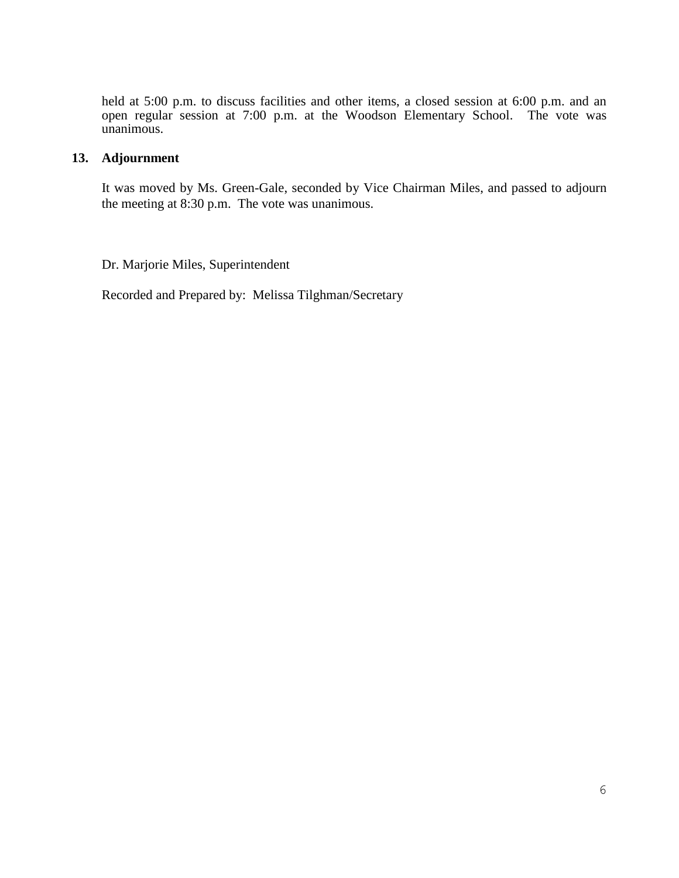held at 5:00 p.m. to discuss facilities and other items, a closed session at 6:00 p.m. and an open regular session at 7:00 p.m. at the Woodson Elementary School. The vote was unanimous.

**13. Adjournment**

It was moved by Ms. Green-Gale, seconded by Vice Chairman Miles, and passed to adjourn the meeting at 8:30 p.m. The vote was unanimous.

Dr. Marjorie Miles, Superintendent

Recorded and Prepared by: Melissa Tilghman/Secretary